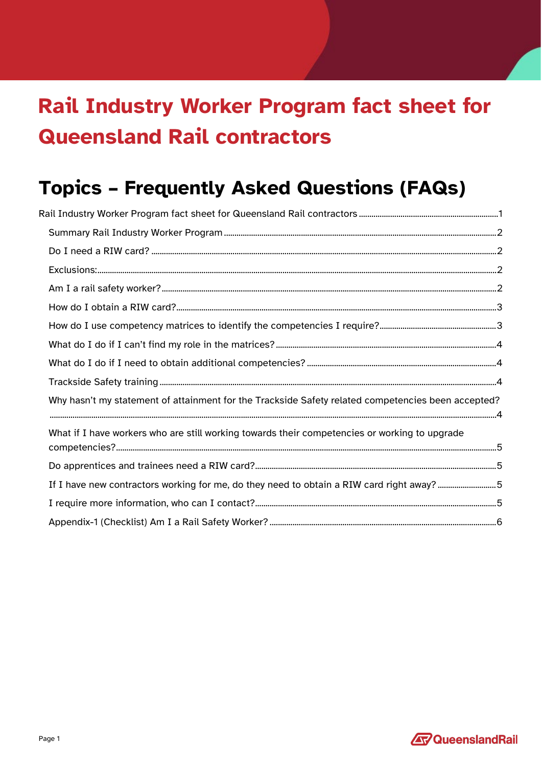# Rail Industry Worker Program fact sheet for Queensland Rail contractors

## Topics – Frequently Asked Questions (FAQs)

Rail Industry Worker Program fact sheet for Queensland Rail contractors .......... 1

- Summary Rail Industry Worker Program .......... 2
- Do I need a RIW card? .......... 2
- Exclusions: .......... 2
- Am I a rail safety worker? .......... 2
- How do I obtain a RIW card? .......... 3
- How do I use competency matrices to identify the competencies I require? .......... 3
- What do I do if I can't find my role in the matrices? .......... 4
- What do I do if I need to obtain additional competencies? .......... 4
- Trackside Safety training .......... 4
- Why hasn't my statement of attainment for the Trackside Safety related competencies been accepted? .......... 4
- What if I have workers who are still working towards their competencies or working to upgrade competencies? .......... 5
- Do apprentices and trainees need a RIW card? .......... 5
- If I have new contractors working for me, do they need to obtain a RIW card right away? .......... 5
- I require more information, who can I contact? .......... 5
- Appendix-1 (Checklist) Am I a Rail Safety Worker? .......... 6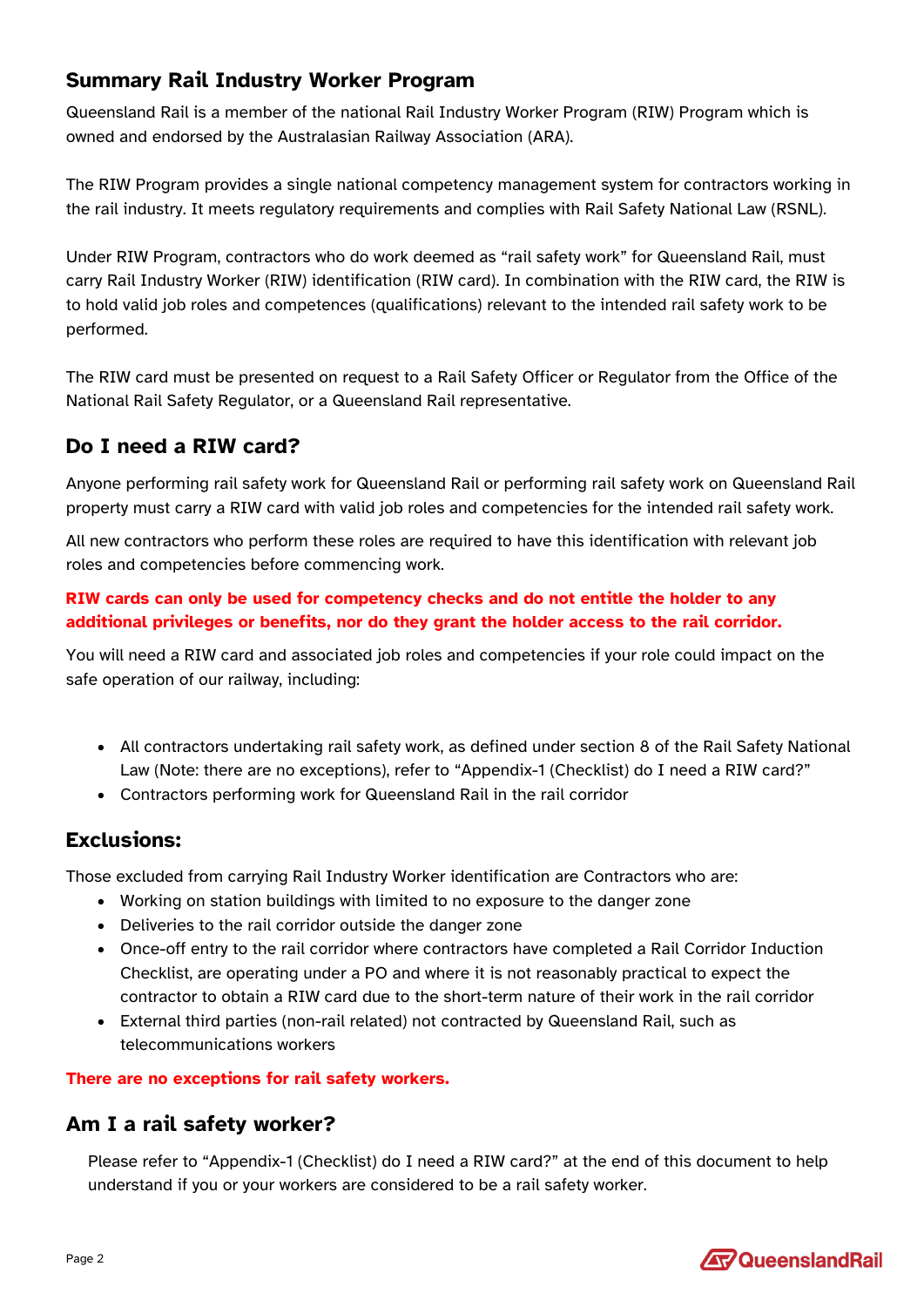## Summary Rail Industry Worker Program

Queensland Rail is a member of the national Rail Industry Worker Program (RIW) Program which is owned and endorsed by the Australasian Railway Association (ARA).

The RIW Program provides a single national competency management system for contractors working in the rail industry. It meets regulatory requirements and complies with Rail Safety National Law (RSNL).

Under RIW Program, contractors who do work deemed as "rail safety work" for Queensland Rail, must carry Rail Industry Worker (RIW) identification (RIW card). In combination with the RIW card, the RIW is to hold valid job roles and competences (qualifications) relevant to the intended rail safety work to be performed.

The RIW card must be presented on request to a Rail Safety Officer or Regulator from the Office of the National Rail Safety Regulator, or a Queensland Rail representative.

## Do I need a RIW card?

Anyone performing rail safety work for Queensland Rail or performing rail safety work on Queensland Rail property must carry a RIW card with valid job roles and competencies for the intended rail safety work.

All new contractors who perform these roles are required to have this identification with relevant job roles and competencies before commencing work.

**RIW cards can only be used for competency checks and do not entitle the holder to any additional privileges or benefits, nor do they grant the holder access to the rail corridor.**

You will need a RIW card and associated job roles and competencies if your role could impact on the safe operation of our railway, including:

- All contractors undertaking rail safety work, as defined under section 8 of the Rail Safety National Law (Note: there are no exceptions), refer to "Appendix-1 (Checklist) do I need a RIW card?"
- Contractors performing work for Queensland Rail in the rail corridor

## Exclusions:

Those excluded from carrying Rail Industry Worker identification are Contractors who are:

- Working on station buildings with limited to no exposure to the danger zone
- Deliveries to the rail corridor outside the danger zone
- Once-off entry to the rail corridor where contractors have completed a Rail Corridor Induction Checklist, are operating under a PO and where it is not reasonably practical to expect the contractor to obtain a RIW card due to the short-term nature of their work in the rail corridor
- External third parties (non-rail related) not contracted by Queensland Rail, such as telecommunications workers

**There are no exceptions for rail safety workers.**

## Am I a rail safety worker?

Please refer to "Appendix-1 (Checklist) do I need a RIW card?" at the end of this document to help understand if you or your workers are considered to be a rail safety worker.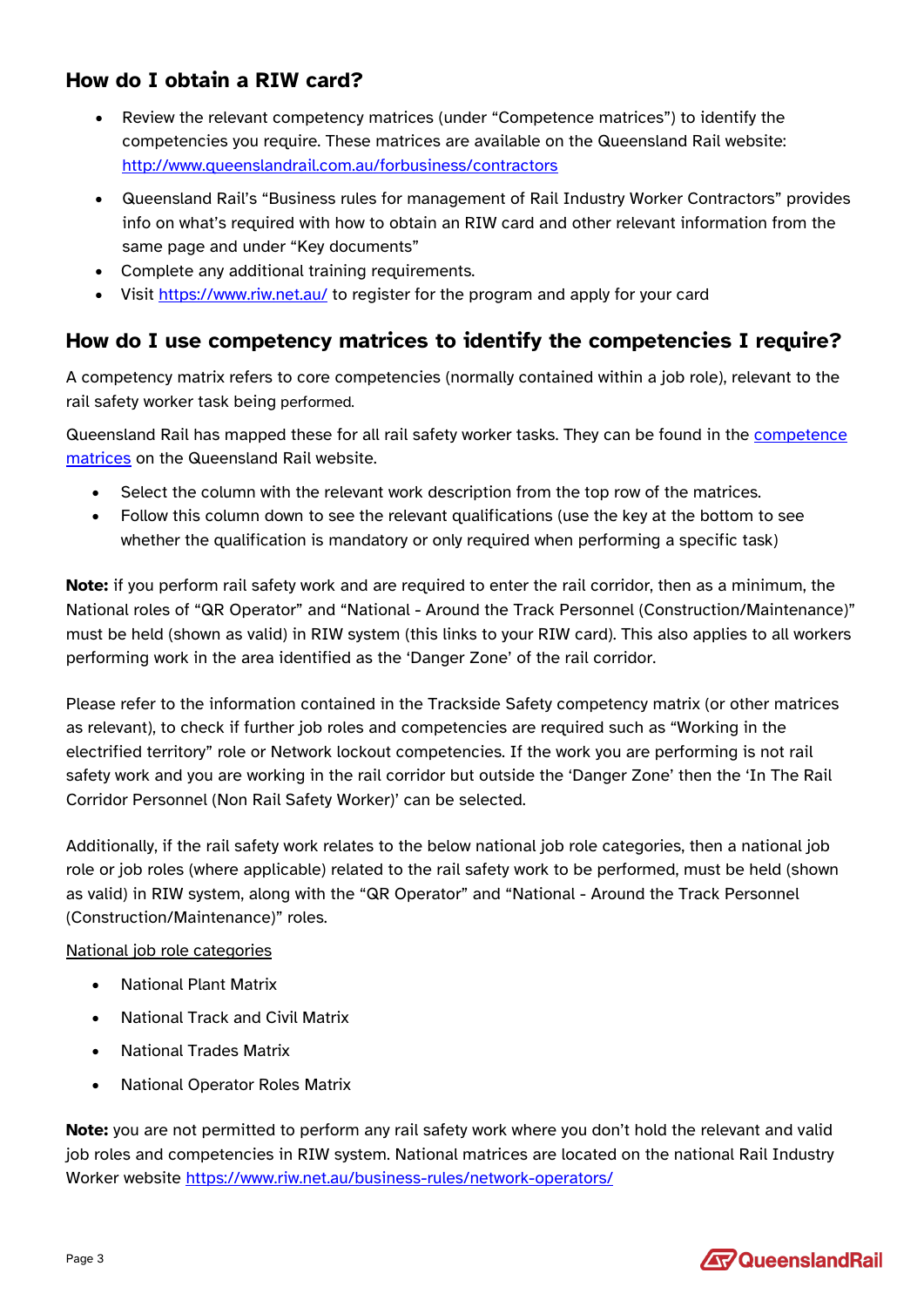## How do I obtain a RIW card?

- Review the relevant competency matrices (under "Competence matrices") to identify the competencies you require. These matrices are available on the Queensland Rail website: http://www.queenslandrail.com.au/forbusiness/contractors
- Queensland Rail's "Business rules for management of Rail Industry Worker Contractors" provides info on what's required with how to obtain an RIW card and other relevant information from the same page and under "Key documents"
- Complete any additional training requirements.
- Visit https://www.riw.net.au/ to register for the program and apply for your card

## How do I use competency matrices to identify the competencies I require?

A competency matrix refers to core competencies (normally contained within a job role), relevant to the rail safety worker task being performed.

Queensland Rail has mapped these for all rail safety worker tasks. They can be found in the competence matrices on the Queensland Rail website.

- Select the column with the relevant work description from the top row of the matrices.
- Follow this column down to see the relevant qualifications (use the key at the bottom to see whether the qualification is mandatory or only required when performing a specific task)

**Note:** if you perform rail safety work and are required to enter the rail corridor, then as a minimum, the National roles of "QR Operator" and "National - Around the Track Personnel (Construction/Maintenance)" must be held (shown as valid) in RIW system (this links to your RIW card). This also applies to all workers performing work in the area identified as the 'Danger Zone' of the rail corridor.

Please refer to the information contained in the Trackside Safety competency matrix (or other matrices as relevant), to check if further job roles and competencies are required such as "Working in the electrified territory" role or Network lockout competencies. If the work you are performing is not rail safety work and you are working in the rail corridor but outside the 'Danger Zone' then the 'In The Rail Corridor Personnel (Non Rail Safety Worker)' can be selected.

Additionally, if the rail safety work relates to the below national job role categories, then a national job role or job roles (where applicable) related to the rail safety work to be performed, must be held (shown as valid) in RIW system, along with the "QR Operator" and "National - Around the Track Personnel (Construction/Maintenance)" roles.

National job role categories

- National Plant Matrix
- National Track and Civil Matrix
- National Trades Matrix
- National Operator Roles Matrix

**Note:** you are not permitted to perform any rail safety work where you don't hold the relevant and valid job roles and competencies in RIW system. National matrices are located on the national Rail Industry Worker website https://www.riw.net.au/business-rules/network-operators/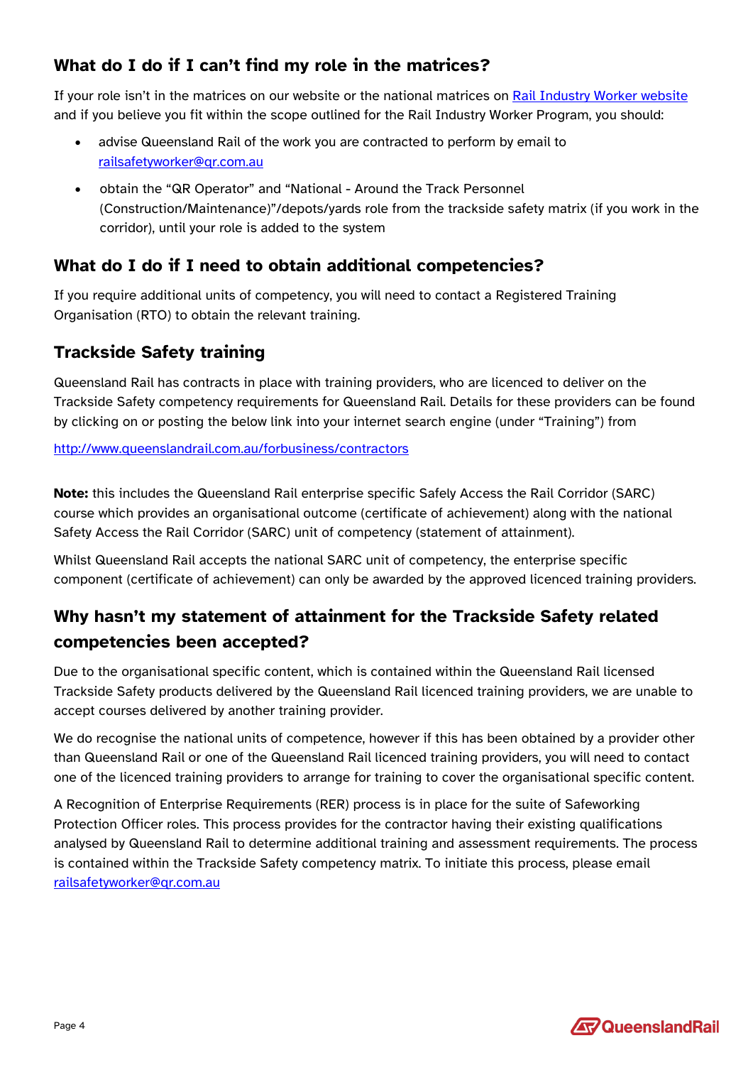## What do I do if I can't find my role in the matrices?

If your role isn't in the matrices on our website or the national matrices on [Rail Industry Worker website](https://www.railindustryworker.com.au) and if you believe you fit within the scope outlined for the Rail Industry Worker Program, you should:

- advise Queensland Rail of the work you are contracted to perform by email to [railsafetyworker@qr.com.au](mailto:railsafetyworker@qr.com.au)
- obtain the "QR Operator" and "National - Around the Track Personnel (Construction/Maintenance)"/depots/yards role from the trackside safety matrix (if you work in the corridor), until your role is added to the system

## What do I do if I need to obtain additional competencies?

If you require additional units of competency, you will need to contact a Registered Training Organisation (RTO) to obtain the relevant training.

## Trackside Safety training

Queensland Rail has contracts in place with training providers, who are licenced to deliver on the Trackside Safety competency requirements for Queensland Rail. Details for these providers can be found by clicking on or posting the below link into your internet search engine (under "Training") from

[http://www.queenslandrail.com.au/forbusiness/contractors](http://www.queenslandrail.com.au/forbusiness/contractors)

**Note:** this includes the Queensland Rail enterprise specific Safely Access the Rail Corridor (SARC) course which provides an organisational outcome (certificate of achievement) along with the national Safety Access the Rail Corridor (SARC) unit of competency (statement of attainment).

Whilst Queensland Rail accepts the national SARC unit of competency, the enterprise specific component (certificate of achievement) can only be awarded by the approved licenced training providers.

## Why hasn't my statement of attainment for the Trackside Safety related competencies been accepted?

Due to the organisational specific content, which is contained within the Queensland Rail licensed Trackside Safety products delivered by the Queensland Rail licenced training providers, we are unable to accept courses delivered by another training provider.

We do recognise the national units of competence, however if this has been obtained by a provider other than Queensland Rail or one of the Queensland Rail licenced training providers, you will need to contact one of the licenced training providers to arrange for training to cover the organisational specific content.

A Recognition of Enterprise Requirements (RER) process is in place for the suite of Safeworking Protection Officer roles. This process provides for the contractor having their existing qualifications analysed by Queensland Rail to determine additional training and assessment requirements. The process is contained within the Trackside Safety competency matrix. To initiate this process, please email [railsafetyworker@qr.com.au](mailto:railsafetyworker@qr.com.au)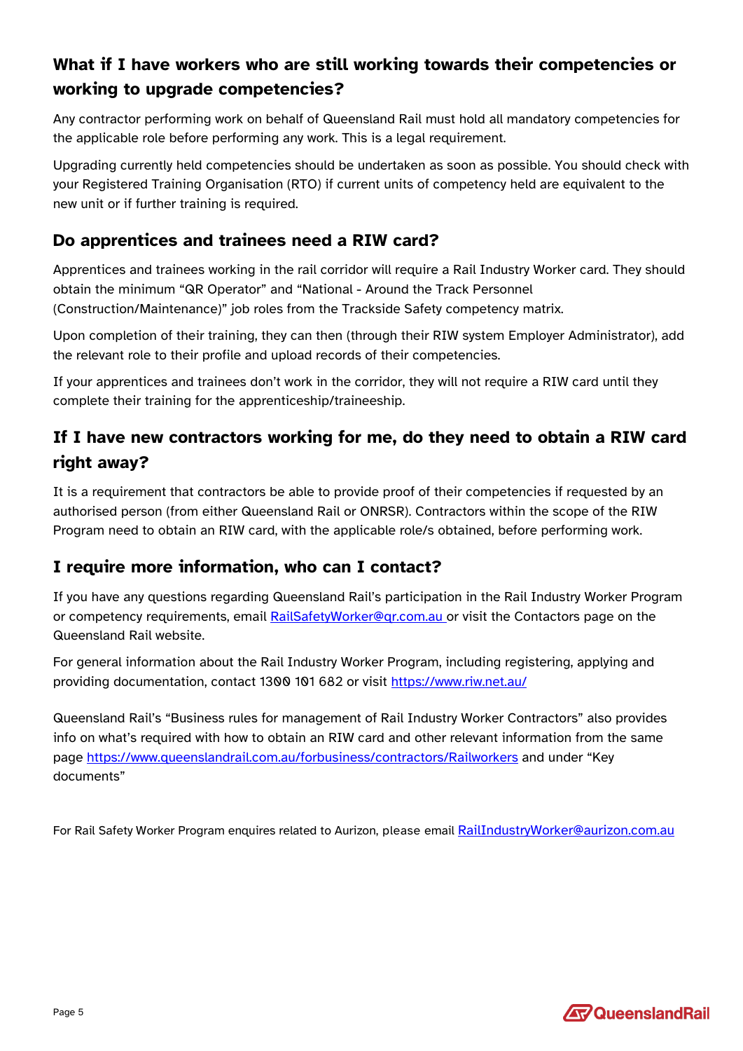## What if I have workers who are still working towards their competencies or working to upgrade competencies?

Any contractor performing work on behalf of Queensland Rail must hold all mandatory competencies for the applicable role before performing any work. This is a legal requirement.

Upgrading currently held competencies should be undertaken as soon as possible. You should check with your Registered Training Organisation (RTO) if current units of competency held are equivalent to the new unit or if further training is required.

## Do apprentices and trainees need a RIW card?

Apprentices and trainees working in the rail corridor will require a Rail Industry Worker card. They should obtain the minimum "QR Operator" and "National - Around the Track Personnel (Construction/Maintenance)" job roles from the Trackside Safety competency matrix.

Upon completion of their training, they can then (through their RIW system Employer Administrator), add the relevant role to their profile and upload records of their competencies.

If your apprentices and trainees don't work in the corridor, they will not require a RIW card until they complete their training for the apprenticeship/traineeship.

## If I have new contractors working for me, do they need to obtain a RIW card right away?

It is a requirement that contractors be able to provide proof of their competencies if requested by an authorised person (from either Queensland Rail or ONRSR). Contractors within the scope of the RIW Program need to obtain an RIW card, with the applicable role/s obtained, before performing work.

## I require more information, who can I contact?

If you have any questions regarding Queensland Rail's participation in the Rail Industry Worker Program or competency requirements, email [RailSafetyWorker@qr.com.au](mailto:RailSafetyWorker@qr.com.au) or visit the Contactors page on the Queensland Rail website.

For general information about the Rail Industry Worker Program, including registering, applying and providing documentation, contact 1300 101 682 or visit [https://www.riw.net.au/](https://www.riw.net.au/)

Queensland Rail's "Business rules for management of Rail Industry Worker Contractors" also provides info on what's required with how to obtain an RIW card and other relevant information from the same page [https://www.queenslandrail.com.au/forbusiness/contractors/Railworkers](https://www.queenslandrail.com.au/forbusiness/contractors/Railworkers) and under "Key documents"

For Rail Safety Worker Program enquires related to Aurizon, please email [RailIndustryWorker@aurizon.com.au](mailto:RailIndustryWorker@aurizon.com.au)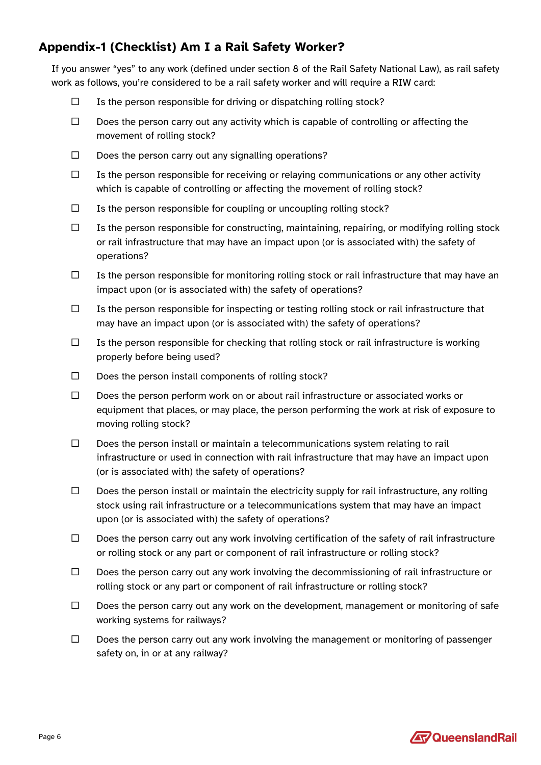## Appendix-1 (Checklist) Am I a Rail Safety Worker?

If you answer "yes" to any work (defined under section 8 of the Rail Safety National Law), as rail safety work as follows, you're considered to be a rail safety worker and will require a RIW card:

- ☐ Is the person responsible for driving or dispatching rolling stock?
- ☐ Does the person carry out any activity which is capable of controlling or affecting the movement of rolling stock?
- ☐ Does the person carry out any signalling operations?
- ☐ Is the person responsible for receiving or relaying communications or any other activity which is capable of controlling or affecting the movement of rolling stock?
- ☐ Is the person responsible for coupling or uncoupling rolling stock?
- ☐ Is the person responsible for constructing, maintaining, repairing, or modifying rolling stock or rail infrastructure that may have an impact upon (or is associated with) the safety of operations?
- ☐ Is the person responsible for monitoring rolling stock or rail infrastructure that may have an impact upon (or is associated with) the safety of operations?
- ☐ Is the person responsible for inspecting or testing rolling stock or rail infrastructure that may have an impact upon (or is associated with) the safety of operations?
- ☐ Is the person responsible for checking that rolling stock or rail infrastructure is working properly before being used?
- ☐ Does the person install components of rolling stock?
- ☐ Does the person perform work on or about rail infrastructure or associated works or equipment that places, or may place, the person performing the work at risk of exposure to moving rolling stock?
- ☐ Does the person install or maintain a telecommunications system relating to rail infrastructure or used in connection with rail infrastructure that may have an impact upon (or is associated with) the safety of operations?
- ☐ Does the person install or maintain the electricity supply for rail infrastructure, any rolling stock using rail infrastructure or a telecommunications system that may have an impact upon (or is associated with) the safety of operations?
- ☐ Does the person carry out any work involving certification of the safety of rail infrastructure or rolling stock or any part or component of rail infrastructure or rolling stock?
- ☐ Does the person carry out any work involving the decommissioning of rail infrastructure or rolling stock or any part or component of rail infrastructure or rolling stock?
- ☐ Does the person carry out any work on the development, management or monitoring of safe working systems for railways?
- ☐ Does the person carry out any work involving the management or monitoring of passenger safety on, in or at any railway?